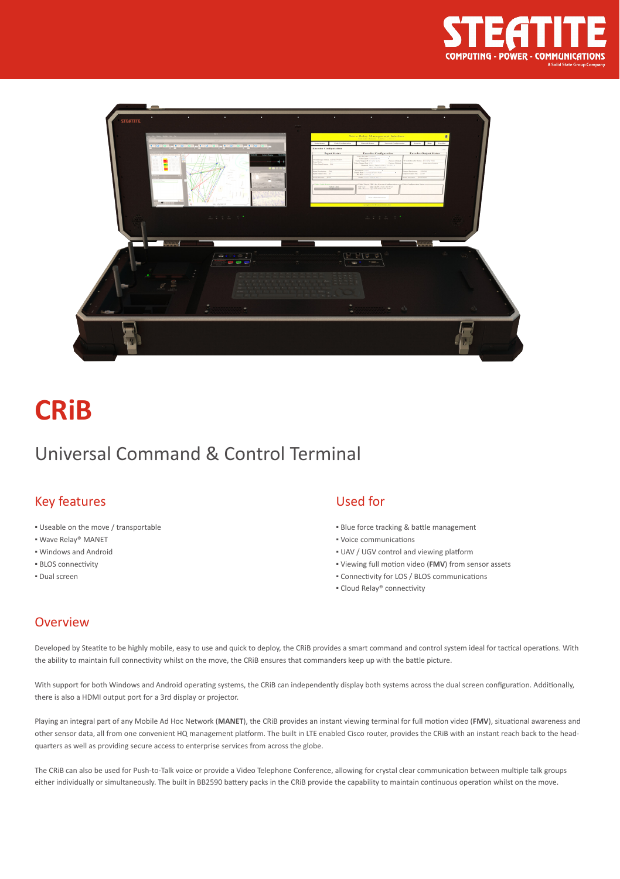# CRiB

## Universal Command & Control Terminal

### Key features

- Useable on the move / transportable
- Wave Relay® MANET
- Windows and Android
- BLOS connectivity
- Dual screen

### Used for

- Blue force tracking & battle management
- Voice communications
- UAV / UGV control and viewing platform
- Viewing full motion video (**FMV**) from sensor assets
- Connectivity for LOS / BLOS communications
- Cloud Relay® connectivity

### Overview

Developed by Steatite to be highly mobile, easy to use and quick to deploy, the CRiB provides a smart command and control system ideal for tactical operations. With the ability to maintain full connectivity whilst on the move, the CRiB ensures that commanders keep up with the battle picture.

With support for both Windows and Android operating systems, the CRiB can independently display both systems across the dual screen configuration. Additionally, there is also a HDMI output port for a 3rd display or projector.

Playing an integral part of any Mobile Ad Hoc Network (**MANET**), the CRiB provides an instant viewing terminal for full motion video (**FMV**), situational awareness and other sensor data, all from one convenient HQ management platform. The built in LTE enabled Cisco router, provides the CRiB with an instant reach back to the head-quarters as well as providing secure access to enterprise services from across the globe.

The CRiB can also be used for Push-to-Talk voice or provide a Video Telephone Conference, allowing for crystal clear communication between multiple talk groups either individually or simultaneously. The built in BB2590 battery packs in the CRiB provide the capability to maintain continuous operation whilst on the move.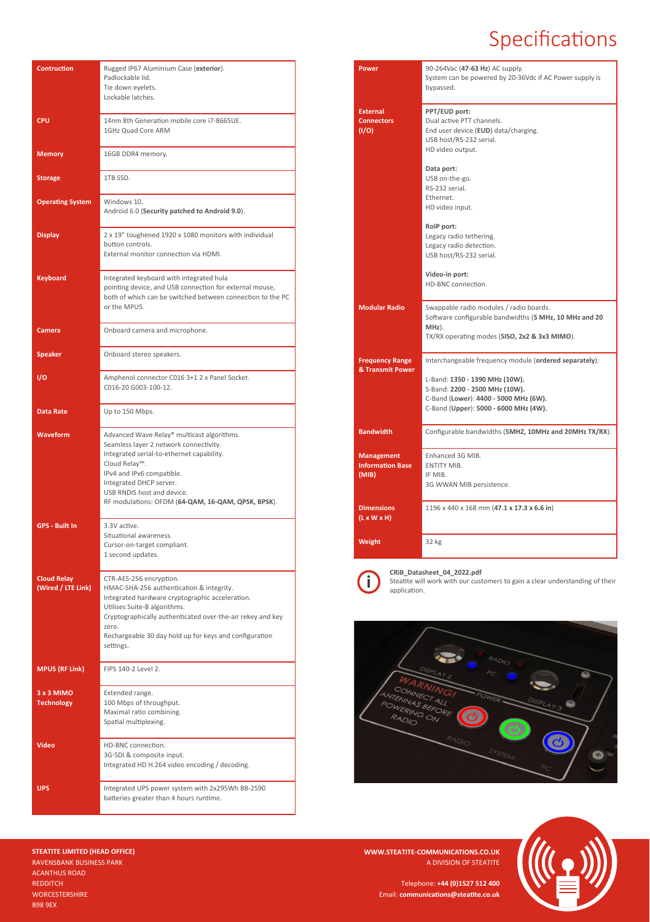# Specifications

| | |
|---|---|
| **Contruction** | Rugged IP67 Aluminium Case (**exterior**).<br>Padlockable lid.<br>Tie down eyelets.<br>Lockable latches. |
| **CPU** | 14nm 8th Generation mobile core i7-8665UE.<br>1GHz Quad Core ARM |
| **Memory** | 16GB DDR4 memory. |
| **Storage** | 1TB SSD. |
| **Operating System** | Windows 10.<br>Android 6.0 (**Security patched to Android 9.0**). |
| **Display** | 2 x 19" toughened 1920 x 1080 monitors with individual button controls.<br>External monitor connection via HDMI. |
| **Keyboard** | Integrated keyboard with integrated hula pointing device, and USB connection for external mouse, both of which can be switched between connection to the PC or the MPU5. |
| **Camera** | Onboard camera and microphone. |
| **Speaker** | Onboard stereo speakers. |
| **I/O** | Amphenol connector C016 3+1 2 x Panel Socket.<br>C016-20 G003-100-12. |
| **Data Rate** | Up to 150 Mbps. |
| **Waveform** | Advanced Wave Relay® multicast algorithms.<br>Seamless layer 2 network connectivity.<br>Integrated serial-to-ethernet capability.<br>Cloud Relay™.<br>IPv4 and IPv6 compatible.<br>Integrated DHCP server.<br>USB RNDIS host and device.<br>RF modulations: OFDM (**64-QAM, 16-QAM, QPSK, BPSK**). |
| **GPS - Built In** | 3.3V active.<br>Situational awareness.<br>Cursor-on-target compliant.<br>1 second updates. |
| **Cloud Relay (Wired / LTE Link)** | CTR-AES-256 encryption.<br>HMAC-SHA-256 authentication & integrity.<br>Integrated hardware cryptographic acceleration.<br>Utilises Suite-B algorithms.<br>Cryptographically authenticated over-the-air rekey and key zero.<br>Rechargeable 30 day hold up for keys and configuration settings. |
| **MPU5 (RF Link)** | FIPS 140-2 Level 2. |
| **3 x 3 MIMO Technology** | Extended range.<br>100 Mbps of throughput.<br>Maximal ratio combining.<br>Spatial multiplexing. |
| **Video** | HD-BNC connection.<br>3G-SDI & composite input.<br>Integrated HD H.264 video encoding / decoding. |
| **UPS** | Integrated UPS power system with 2x295Wh BB-2590 batteries greater than 4 hours runtime. |

| | |
|---|---|
| **Power** | 90-264Vac (**47-63 Hz**) AC supply.<br>System can be powered by 20-36Vdc if AC Power supply is bypassed. |
| **External Connectors (I/O)** | **PPT/EUD port:**<br>Dual active PTT channels.<br>End user device (**EUD**) data/charging.<br>USB host/RS-232 serial.<br>HD video output.<br><br>**Data port:**<br>USB on-the-go.<br>RS-232 serial.<br>Ethernet.<br>HD video input.<br><br>**RoIP port:**<br>Legacy radio tethering.<br>Legacy radio detection.<br>USB host/RS-232 serial.<br><br>**Video-in port:**<br>HD-BNC connection. |
| **Modular Radio** | Swappable radio modules / radio boards.<br>Software configurable bandwidths (**5 MHz, 10 MHz and 20 MHz**).<br>TX/RX operating modes (**SISO, 2x2 & 3x3 MIMO**). |
| **Frequency Range & Transmit Power** | Interchangeable frequency module (**ordered separately**):<br><br>L-Band: **1350 - 1390 MHz (10W).**<br>S-Band: **2200 - 2500 MHz (10W).**<br>C-Band (**Lower**): **4400 - 5000 MHz (6W).**<br>C-Band (**Upper**): **5000 - 6000 MHz (4W).** |
| **Bandwidth** | Configurable bandwidths (**5MHZ, 10MHz and 20MHz TX/RX**). |
| **Management Information Base (MIB)** | Enhanced 3G MIB.<br>ENTITY MIB.<br>IF MIB.<br>3G WWAN MIB persistence. |
| **Dimensions (L x W x H)** | 1196 x 440 x 168 mm (**47.1 x 17.3 x 6.6 in**) |
| **Weight** | 32 kg |

**CRiB_Datasheet_04_2022.pdf**
Steatite will work with our customers to gain a clear understanding of their application.

**STEATITE LIMITED (HEAD OFFICE)**
RAVENSBANK BUSINESS PARK
ACANTHUS ROAD
REDDITCH
WORCESTERSHIRE
B98 9EX

**WWW.STEATITE-COMMUNICATIONS.CO.UK**
A DIVISION OF STEATITE

Telephone: **+44 (0)1527 512 400**
Email: **communications@steatite.co.uk**